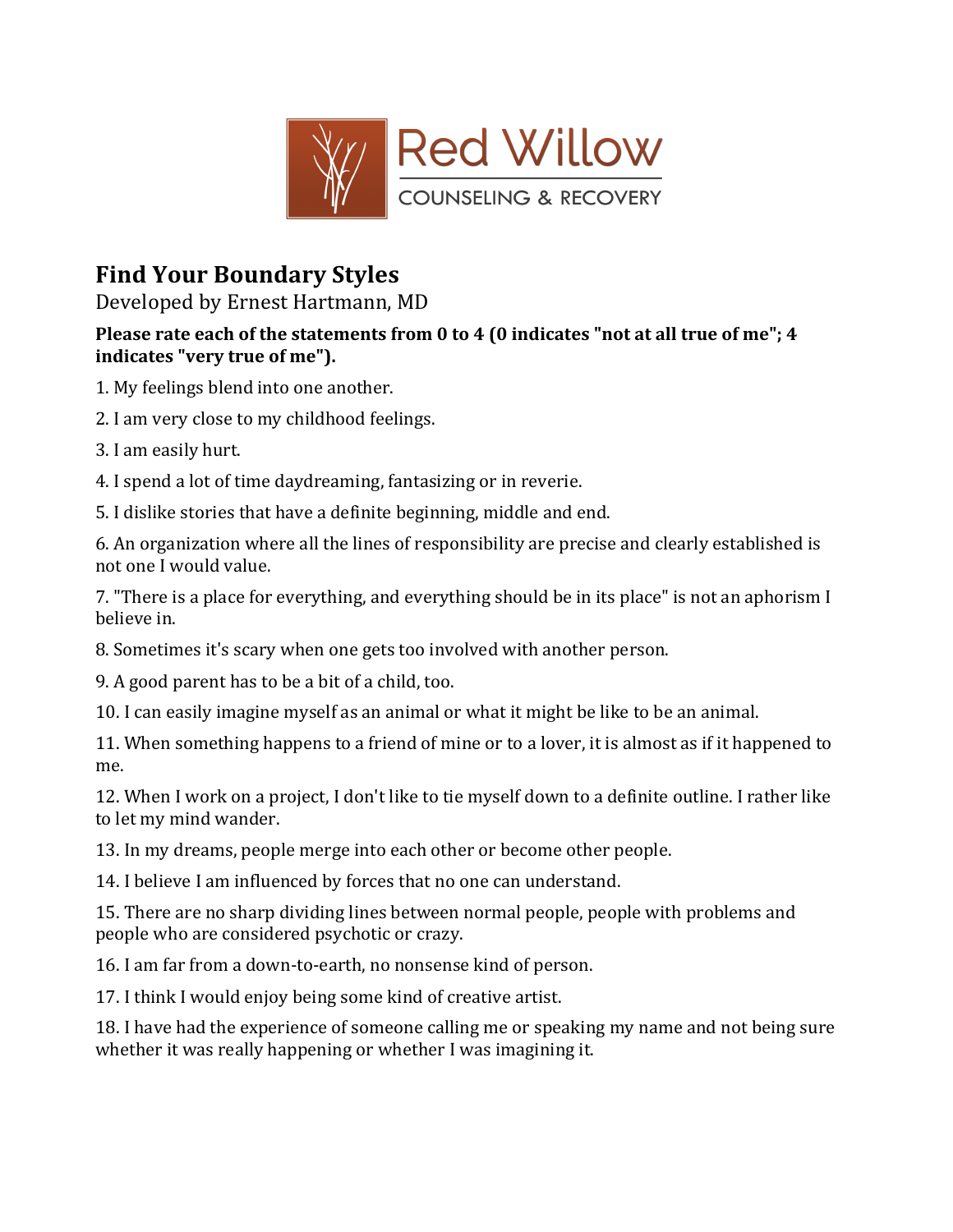Red Willow
COUNSELING & RECOVERY

## Find Your Boundary Styles

Developed by Ernest Hartmann, MD

**Please rate each of the statements from 0 to 4 (0 indicates "not at all true of me"; 4 indicates "very true of me").**

1. My feelings blend into one another.

2. I am very close to my childhood feelings.

3. I am easily hurt.

4. I spend a lot of time daydreaming, fantasizing or in reverie.

5. I dislike stories that have a definite beginning, middle and end.

6. An organization where all the lines of responsibility are precise and clearly established is not one I would value.

7. "There is a place for everything, and everything should be in its place" is not an aphorism I believe in.

8. Sometimes it's scary when one gets too involved with another person.

9. A good parent has to be a bit of a child, too.

10. I can easily imagine myself as an animal or what it might be like to be an animal.

11. When something happens to a friend of mine or to a lover, it is almost as if it happened to me.

12. When I work on a project, I don't like to tie myself down to a definite outline. I rather like to let my mind wander.

13. In my dreams, people merge into each other or become other people.

14. I believe I am influenced by forces that no one can understand.

15. There are no sharp dividing lines between normal people, people with problems and people who are considered psychotic or crazy.

16. I am far from a down-to-earth, no nonsense kind of person.

17. I think I would enjoy being some kind of creative artist.

18. I have had the experience of someone calling me or speaking my name and not being sure whether it was really happening or whether I was imagining it.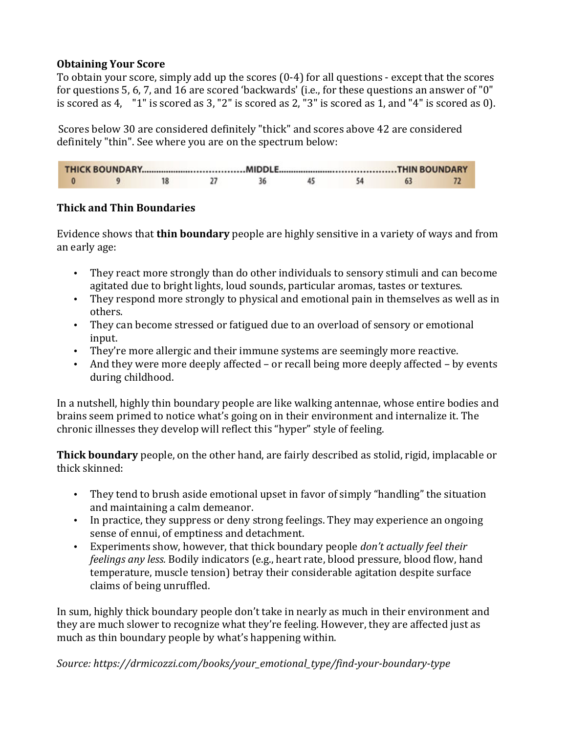**Obtaining Your Score**

To obtain your score, simply add up the scores (0-4) for all questions - except that the scores for questions 5, 6, 7, and 16 are scored 'backwards' (i.e., for these questions an answer of "0" is scored as 4, "1" is scored as 3, "2" is scored as 2, "3" is scored as 1, and "4" is scored as 0).

Scores below 30 are considered definitely "thick" and scores above 42 are considered definitely "thin". See where you are on the spectrum below:

THICK BOUNDARY.................................MIDDLE.....................................THIN BOUNDARY

0 9 18 27 36 45 54 63 72

**Thick and Thin Boundaries**

Evidence shows that **thin boundary** people are highly sensitive in a variety of ways and from an early age:

- They react more strongly than do other individuals to sensory stimuli and can become agitated due to bright lights, loud sounds, particular aromas, tastes or textures.
- They respond more strongly to physical and emotional pain in themselves as well as in others.
- They can become stressed or fatigued due to an overload of sensory or emotional input.
- They're more allergic and their immune systems are seemingly more reactive.
- And they were more deeply affected – or recall being more deeply affected – by events during childhood.

In a nutshell, highly thin boundary people are like walking antennae, whose entire bodies and brains seem primed to notice what's going on in their environment and internalize it. The chronic illnesses they develop will reflect this "hyper" style of feeling.

**Thick boundary** people, on the other hand, are fairly described as stolid, rigid, implacable or thick skinned:

- They tend to brush aside emotional upset in favor of simply "handling" the situation and maintaining a calm demeanor.
- In practice, they suppress or deny strong feelings. They may experience an ongoing sense of ennui, of emptiness and detachment.
- Experiments show, however, that thick boundary people *don't actually feel their feelings any less.* Bodily indicators (e.g., heart rate, blood pressure, blood flow, hand temperature, muscle tension) betray their considerable agitation despite surface claims of being unruffled.

In sum, highly thick boundary people don't take in nearly as much in their environment and they are much slower to recognize what they're feeling. However, they are affected just as much as thin boundary people by what's happening within.

*Source: https://drmicozzi.com/books/your_emotional_type/find-your-boundary-type*